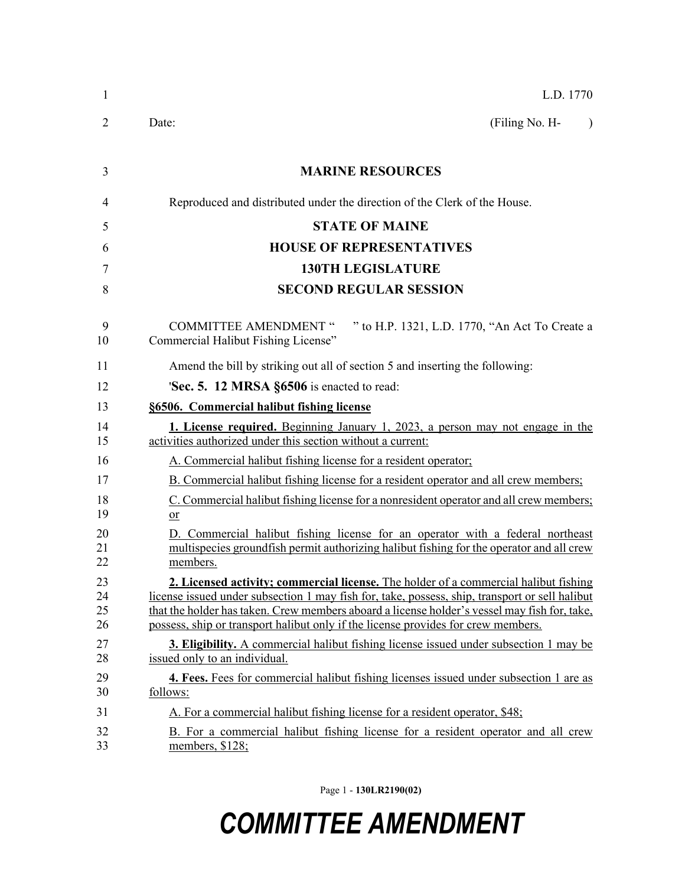L.D. 1770

Date: (Filing No. H- )

# MARINE RESOURCES

Reproduced and distributed under the direction of the Clerk of the House.

## STATE OF MAINE
## HOUSE OF REPRESENTATIVES
## 130TH LEGISLATURE
## SECOND REGULAR SESSION

COMMITTEE AMENDMENT " " to H.P. 1321, L.D. 1770, "An Act To Create a Commercial Halibut Fishing License"

Amend the bill by striking out all of section 5 and inserting the following:

'**Sec. 5. 12 MRSA §6506** is enacted to read:

**§6506. Commercial halibut fishing license**

**1. License required.** Beginning January 1, 2023, a person may not engage in the activities authorized under this section without a current:

A. Commercial halibut fishing license for a resident operator;

B. Commercial halibut fishing license for a resident operator and all crew members;

C. Commercial halibut fishing license for a nonresident operator and all crew members; or

D. Commercial halibut fishing license for an operator with a federal northeast multispecies groundfish permit authorizing halibut fishing for the operator and all crew members.

**2. Licensed activity; commercial license.** The holder of a commercial halibut fishing license issued under subsection 1 may fish for, take, possess, ship, transport or sell halibut that the holder has taken. Crew members aboard a license holder's vessel may fish for, take, possess, ship or transport halibut only if the license provides for crew members.

**3. Eligibility.** A commercial halibut fishing license issued under subsection 1 may be issued only to an individual.

**4. Fees.** Fees for commercial halibut fishing licenses issued under subsection 1 are as follows:

A. For a commercial halibut fishing license for a resident operator, $48;

B. For a commercial halibut fishing license for a resident operator and all crew members, $128;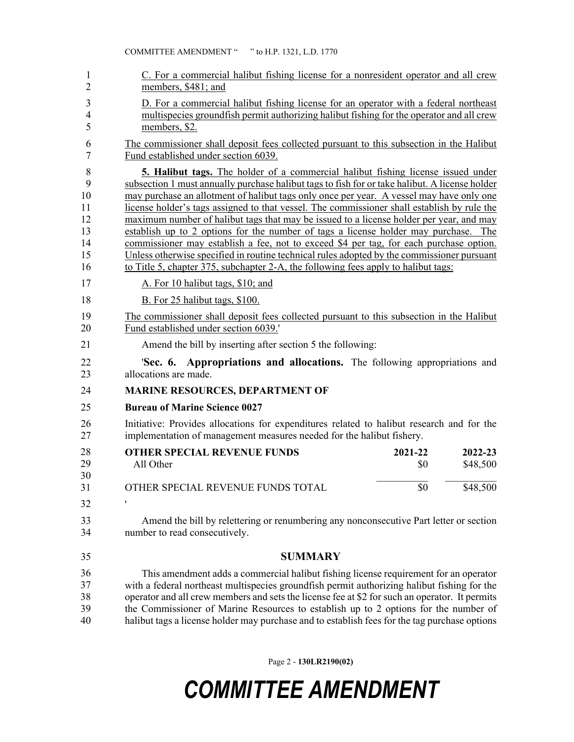C. For a commercial halibut fishing license for a nonresident operator and all crew members, \$481; and

D. For a commercial halibut fishing license for an operator with a federal northeast multispecies groundfish permit authorizing halibut fishing for the operator and all crew members, \$2.

The commissioner shall deposit fees collected pursuant to this subsection in the Halibut Fund established under section 6039.

**5. Halibut tags.** The holder of a commercial halibut fishing license issued under subsection 1 must annually purchase halibut tags to fish for or take halibut. A license holder may purchase an allotment of halibut tags only once per year. A vessel may have only one license holder's tags assigned to that vessel. The commissioner shall establish by rule the maximum number of halibut tags that may be issued to a license holder per year, and may establish up to 2 options for the number of tags a license holder may purchase. The commissioner may establish a fee, not to exceed \$4 per tag, for each purchase option. Unless otherwise specified in routine technical rules adopted by the commissioner pursuant to Title 5, chapter 375, subchapter 2-A, the following fees apply to halibut tags:

A. For 10 halibut tags, \$10; and

B. For 25 halibut tags, \$100.

The commissioner shall deposit fees collected pursuant to this subsection in the Halibut Fund established under section 6039.'

Amend the bill by inserting after section 5 the following:

'**Sec. 6. Appropriations and allocations.** The following appropriations and allocations are made.

**MARINE RESOURCES, DEPARTMENT OF**

**Bureau of Marine Science 0027**

Initiative: Provides allocations for expenditures related to halibut research and for the implementation of management measures needed for the halibut fishery.

| **OTHER SPECIAL REVENUE FUNDS** | **2021-22** | **2022-23** |
|---|---|---|
| All Other | \$0 | \$48,500 |
| OTHER SPECIAL REVENUE FUNDS TOTAL | \$0 | \$48,500 |

'

Amend the bill by relettering or renumbering any nonconsecutive Part letter or section number to read consecutively.

## SUMMARY

This amendment adds a commercial halibut fishing license requirement for an operator with a federal northeast multispecies groundfish permit authorizing halibut fishing for the operator and all crew members and sets the license fee at \$2 for such an operator. It permits the Commissioner of Marine Resources to establish up to 2 options for the number of halibut tags a license holder may purchase and to establish fees for the tag purchase options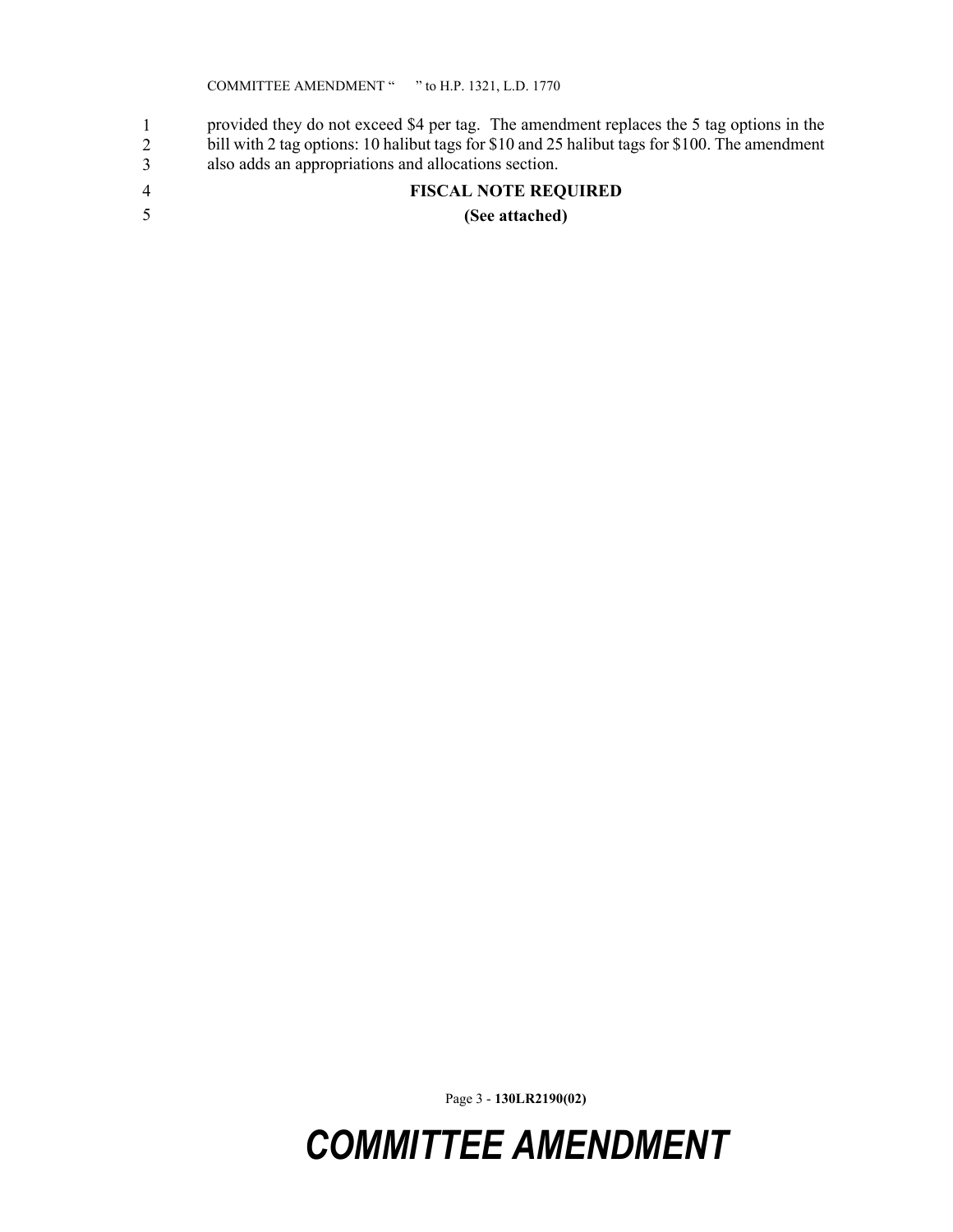provided they do not exceed $4 per tag. The amendment replaces the 5 tag options in the bill with 2 tag options: 10 halibut tags for $10 and 25 halibut tags for $100. The amendment also adds an appropriations and allocations section.

**FISCAL NOTE REQUIRED**

**(See attached)**